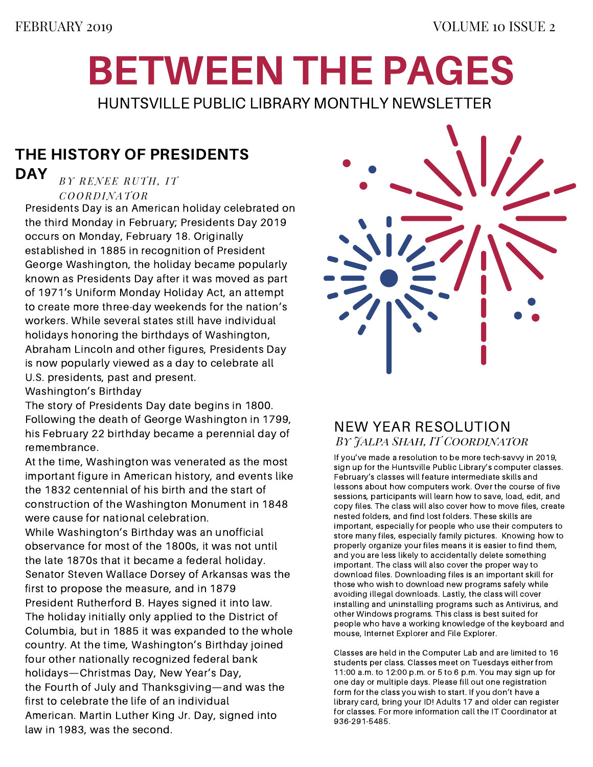FEBRUARY 2019 VOLUME 10 ISSUE 2

# BETWEEN THE PAGES

HUNTSVILLE PUBLIC LIBRARY MONTHLY NEWSLETTER

## THE HISTORY OF PRESIDENTS DAY

*BY RENEE RUTH, IT COORDINATOR*

Presidents Day is an American holiday celebrated on the third Monday in February; Presidents Day 2019 occurs on Monday, February 18. Originally established in 1885 in recognition of President George Washington, the holiday became popularly known as Presidents Day after it was moved as part of 1971's Uniform Monday Holiday Act, an attempt to create more three-day weekends for the nation's workers. While several states still have individual holidays honoring the birthdays of Washington, Abraham Lincoln and other figures, Presidents Day is now popularly viewed as a day to celebrate all U.S. presidents, past and present.

Washington's Birthday

The story of Presidents Day date begins in 1800. Following the death of George Washington in 1799, his February 22 birthday became a perennial day of remembrance.

At the time, Washington was venerated as the most important figure in American history, and events like the 1832 centennial of his birth and the start of construction of the Washington Monument in 1848 were cause for national celebration.

While Washington's Birthday was an unofficial observance for most of the 1800s, it was not until the late 1870s that it became a federal holiday. Senator Steven Wallace Dorsey of Arkansas was the first to propose the measure, and in 1879 President Rutherford B. Hayes signed it into law. The holiday initially only applied to the District of Columbia, but in 1885 it was expanded to the whole country. At the time, Washington's Birthday joined four other nationally recognized federal bank holidays—Christmas Day, New Year's Day, the Fourth of July and Thanksgiving—and was the first to celebrate the life of an individual American. Martin Luther King Jr. Day, signed into law in 1983, was the second.

## NEW YEAR RESOLUTION

*BY JALPA SHAH, IT COORDINATOR*

If you've made a resolution to be more tech-savvy in 2019, sign up for the Huntsville Public Library's computer classes. February's classes will feature intermediate skills and lessons about how computers work. Over the course of five sessions, participants will learn how to save, load, edit, and copy files. The class will also cover how to move files, create nested folders, and find lost folders. These skills are important, especially for people who use their computers to store many files, especially family pictures. Knowing how to properly organize your files means it is easier to find them, and you are less likely to accidentally delete something important. The class will also cover the proper way to download files. Downloading files is an important skill for those who wish to download new programs safely while avoiding illegal downloads. Lastly, the class will cover installing and uninstalling programs such as Antivirus, and other Windows programs. This class is best suited for people who have a working knowledge of the keyboard and mouse, Internet Explorer and File Explorer.

Classes are held in the Computer Lab and are limited to 16 students per class. Classes meet on Tuesdays either from 11:00 a.m. to 12:00 p.m. or 5 to 6 p.m. You may sign up for one day or multiple days. Please fill out one registration form for the class you wish to start. If you don't have a library card, bring your ID! Adults 17 and older can register for classes. For more information call the IT Coordinator at 936-291-5485.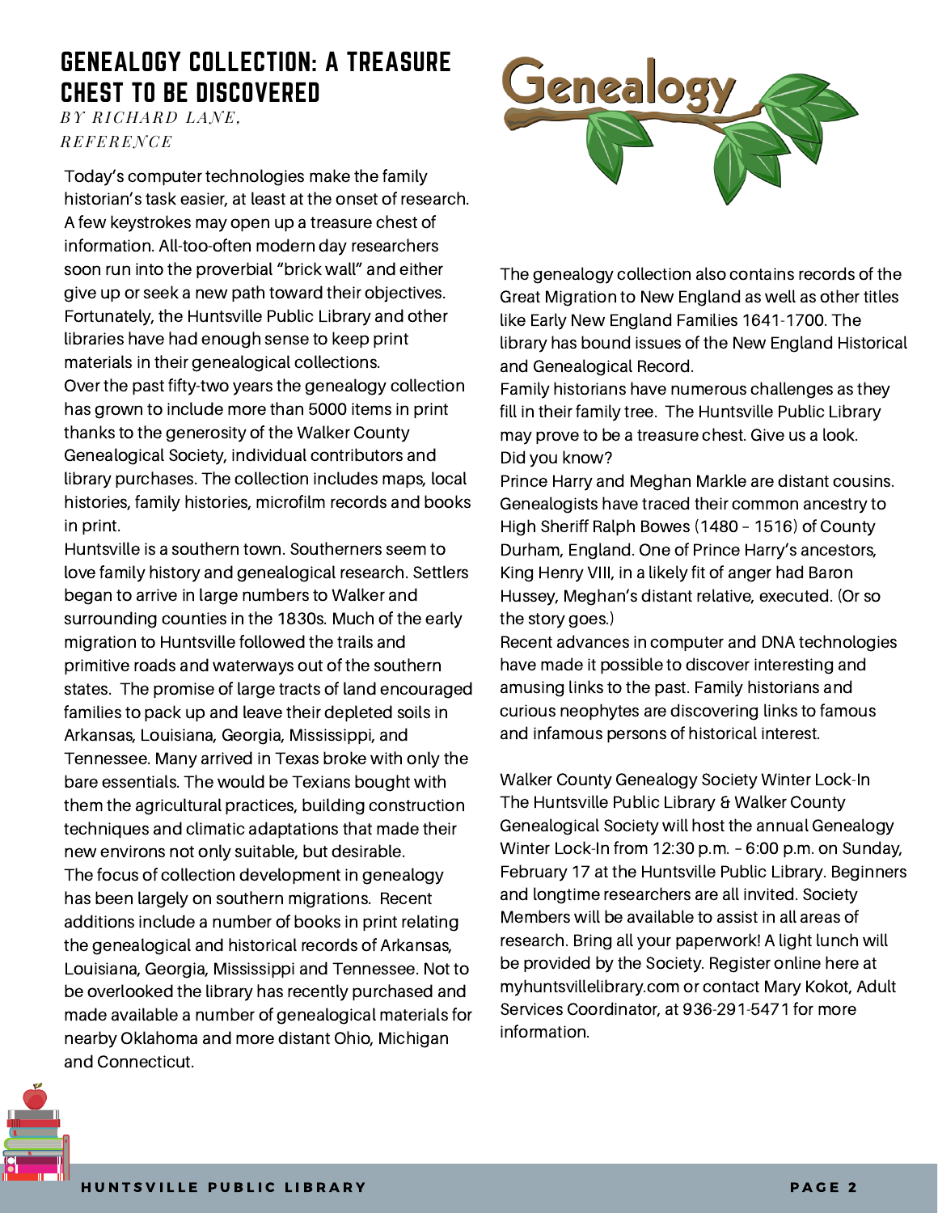# GENEALOGY COLLECTION: A TREASURE CHEST TO BE DISCOVERED

*BY RICHARD LANE, REFERENCE*

Today's computer technologies make the family historian's task easier, at least at the onset of research. A few keystrokes may open up a treasure chest of information. All-too-often modern day researchers soon run into the proverbial "brick wall" and either give up or seek a new path toward their objectives. Fortunately, the Huntsville Public Library and other libraries have had enough sense to keep print materials in their genealogical collections.

Over the past fifty-two years the genealogy collection has grown to include more than 5000 items in print thanks to the generosity of the Walker County Genealogical Society, individual contributors and library purchases. The collection includes maps, local histories, family histories, microfilm records and books in print.

Huntsville is a southern town. Southerners seem to love family history and genealogical research. Settlers began to arrive in large numbers to Walker and surrounding counties in the 1830s. Much of the early migration to Huntsville followed the trails and primitive roads and waterways out of the southern states. The promise of large tracts of land encouraged families to pack up and leave their depleted soils in Arkansas, Louisiana, Georgia, Mississippi, and Tennessee. Many arrived in Texas broke with only the bare essentials. The would be Texians bought with them the agricultural practices, building construction techniques and climatic adaptations that made their new environs not only suitable, but desirable.

The focus of collection development in genealogy has been largely on southern migrations. Recent additions include a number of books in print relating the genealogical and historical records of Arkansas, Louisiana, Georgia, Mississippi and Tennessee. Not to be overlooked the library has recently purchased and made available a number of genealogical materials for nearby Oklahoma and more distant Ohio, Michigan and Connecticut.

The genealogy collection also contains records of the Great Migration to New England as well as other titles like Early New England Families 1641-1700. The library has bound issues of the New England Historical and Genealogical Record.

Family historians have numerous challenges as they fill in their family tree. The Huntsville Public Library may prove to be a treasure chest. Give us a look.

Did you know?

Prince Harry and Meghan Markle are distant cousins. Genealogists have traced their common ancestry to High Sheriff Ralph Bowes (1480 – 1516) of County Durham, England. One of Prince Harry's ancestors, King Henry VIII, in a likely fit of anger had Baron Hussey, Meghan's distant relative, executed. (Or so the story goes.)

Recent advances in computer and DNA technologies have made it possible to discover interesting and amusing links to the past. Family historians and curious neophytes are discovering links to famous and infamous persons of historical interest.

Walker County Genealogy Society Winter Lock-In

The Huntsville Public Library & Walker County Genealogical Society will host the annual Genealogy Winter Lock-In from 12:30 p.m. – 6:00 p.m. on Sunday, February 17 at the Huntsville Public Library. Beginners and longtime researchers are all invited. Society Members will be available to assist in all areas of research. Bring all your paperwork! A light lunch will be provided by the Society. Register online here at myhuntsvillelibrary.com or contact Mary Kokot, Adult Services Coordinator, at 936-291-5471 for more information.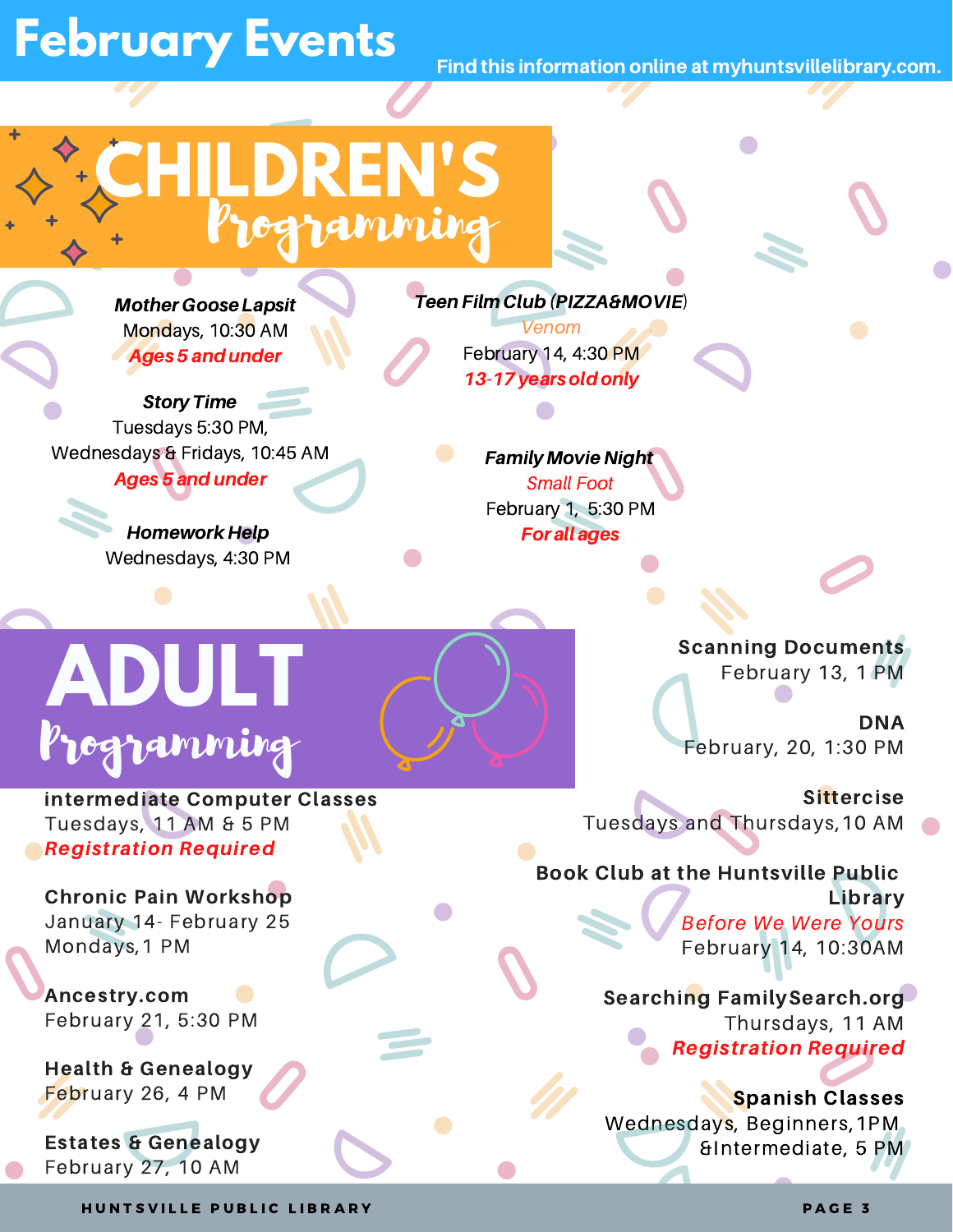# February Events

Find this information online at myhuntsvillelibrary.com.

## CHILDREN'S Programming

***Mother Goose Lapsit***
Mondays, 10:30 AM
***Ages 5 and under***

***Story Time***
Tuesdays 5:30 PM,
Wednesdays & Fridays, 10:45 AM
***Ages 5 and under***

***Homework Help***
Wednesdays, 4:30 PM

***Teen Film Club** (PIZZA&MOVIE)*
*Venom*
February 14, 4:30 PM
***13-17 years old only***

***Family Movie Night***
*Small Foot*
February 1, 5:30 PM
***For all ages***

## ADULT Programming

**intermediate Computer Classes**
Tuesdays, 11 AM & 5 PM
***Registration Required***

**Chronic Pain Workshop**
January 14- February 25
Mondays, 1 PM

**Ancestry.com**
February 21, 5:30 PM

**Health & Genealogy**
February 26, 4 PM

**Estates & Genealogy**
February 27, 10 AM

**Scanning Documents**
February 13, 1 PM

**DNA**
February, 20, 1:30 PM

**Sittercise**
Tuesdays and Thursdays, 10 AM

**Book Club at the Huntsville Public Library**
*Before We Were Yours*
February 14, 10:30AM

**Searching FamilySearch.org**
Thursdays, 11 AM
***Registration Required***

**Spanish Classes**
Wednesdays, Beginners, 1PM
&Intermediate, 5 PM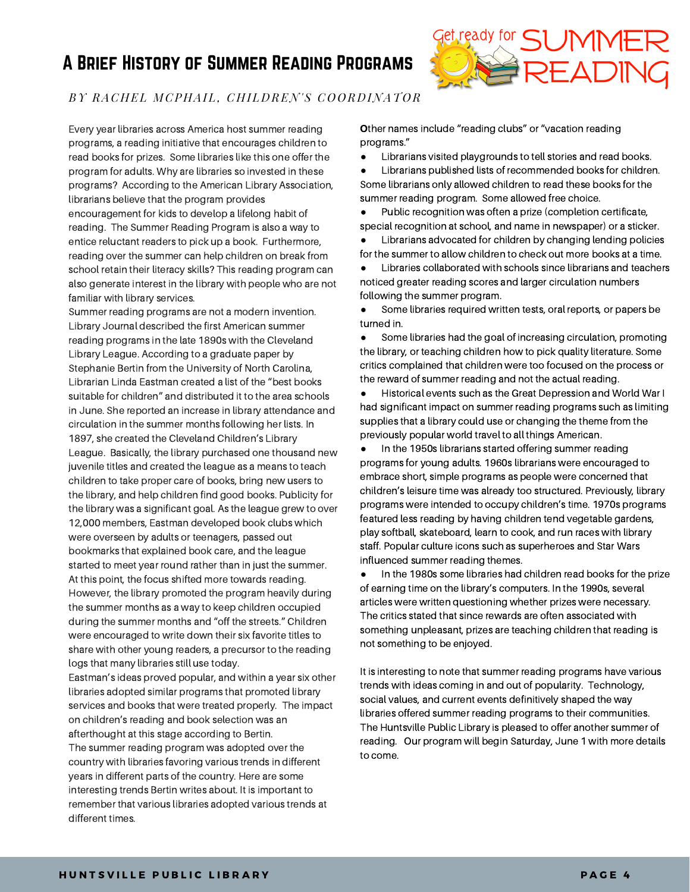# A Brief History of Summer Reading Programs

Get ready for SUMMER READING

*BY RACHEL MCPHAIL, CHILDREN'S COORDINATOR*

Every year libraries across America host summer reading programs, a reading initiative that encourages children to read books for prizes. Some libraries like this one offer the program for adults. Why are libraries so invested in these programs? According to the American Library Association, librarians believe that the program provides encouragement for kids to develop a lifelong habit of reading. The Summer Reading Program is also a way to entice reluctant readers to pick up a book. Furthermore, reading over the summer can help children on break from school retain their literacy skills? This reading program can also generate interest in the library with people who are not familiar with library services.

Summer reading programs are not a modern invention. Library Journal described the first American summer reading programs in the late 1890s with the Cleveland Library League. According to a graduate paper by Stephanie Bertin from the University of North Carolina, Librarian Linda Eastman created a list of the "best books suitable for children" and distributed it to the area schools in June. She reported an increase in library attendance and circulation in the summer months following her lists. In 1897, she created the Cleveland Children's Library League. Basically, the library purchased one thousand new juvenile titles and created the league as a means to teach children to take proper care of books, bring new users to the library, and help children find good books. Publicity for the library was a significant goal. As the league grew to over 12,000 members, Eastman developed book clubs which were overseen by adults or teenagers, passed out bookmarks that explained book care, and the league started to meet year round rather than in just the summer. At this point, the focus shifted more towards reading. However, the library promoted the program heavily during the summer months as a way to keep children occupied during the summer months and "off the streets." Children were encouraged to write down their six favorite titles to share with other young readers, a precursor to the reading logs that many libraries still use today.

Eastman's ideas proved popular, and within a year six other libraries adopted similar programs that promoted library services and books that were treated properly. The impact on children's reading and book selection was an afterthought at this stage according to Bertin.

The summer reading program was adopted over the country with libraries favoring various trends in different years in different parts of the country. Here are some interesting trends Bertin writes about. It is important to remember that various libraries adopted various trends at different times.

Other names include "reading clubs" or "vacation reading programs."

- Librarians visited playgrounds to tell stories and read books.
- Librarians published lists of recommended books for children. Some librarians only allowed children to read these books for the summer reading program. Some allowed free choice.
- Public recognition was often a prize (completion certificate, special recognition at school, and name in newspaper) or a sticker.
- Librarians advocated for children by changing lending policies for the summer to allow children to check out more books at a time.
- Libraries collaborated with schools since librarians and teachers noticed greater reading scores and larger circulation numbers following the summer program.
- Some libraries required written tests, oral reports, or papers be turned in.
- Some libraries had the goal of increasing circulation, promoting the library, or teaching children how to pick quality literature. Some critics complained that children were too focused on the process or the reward of summer reading and not the actual reading.
- Historical events such as the Great Depression and World War I had significant impact on summer reading programs such as limiting supplies that a library could use or changing the theme from the previously popular world travel to all things American.
- In the 1950s librarians started offering summer reading programs for young adults. 1960s librarians were encouraged to embrace short, simple programs as people were concerned that children's leisure time was already too structured. Previously, library programs were intended to occupy children's time. 1970s programs featured less reading by having children tend vegetable gardens, play softball, skateboard, learn to cook, and run races with library staff. Popular culture icons such as superheroes and Star Wars influenced summer reading themes.
- In the 1980s some libraries had children read books for the prize of earning time on the library's computers. In the 1990s, several articles were written questioning whether prizes were necessary. The critics stated that since rewards are often associated with something unpleasant, prizes are teaching children that reading is not something to be enjoyed.

It is interesting to note that summer reading programs have various trends with ideas coming in and out of popularity. Technology, social values, and current events definitively shaped the way libraries offered summer reading programs to their communities. The Huntsville Public Library is pleased to offer another summer of reading. Our program will begin Saturday, June 1 with more details to come.